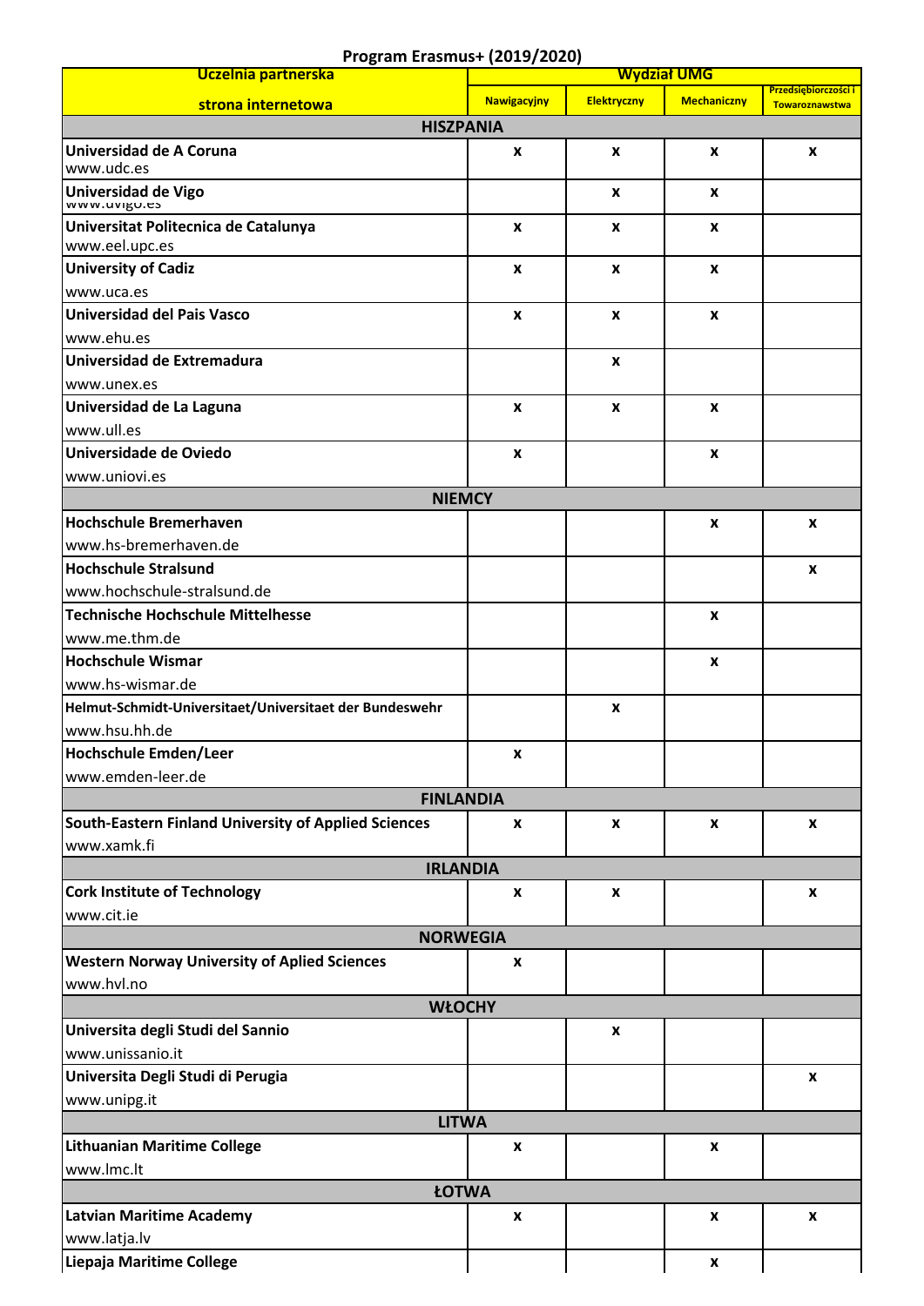**Program Erasmus+ (2019/2020)**

| Uczelnia partnerska<br>strona internetowa | Wydział UMG | | | |
|---|---|---|---|---|
| | Nawigacyjny | Elektryczny | Mechaniczny | Przedsiębiorczości i Towaroznawstwa |
| **HISZPANIA** | | | | |
| **Universidad de A Coruna**<br>www.udc.es | x | x | x | x |
| **Universidad de Vigo**<br>www.uvigo.es | | x | x | |
| **Universitat Politecnica de Catalunya**<br>www.eel.upc.es | x | x | x | |
| **University of Cadiz**<br>www.uca.es | x | x | x | |
| **Universidad del Pais Vasco**<br>www.ehu.es | x | x | x | |
| **Universidad de Extremadura**<br>www.unex.es | | x | | |
| **Universidad de La Laguna**<br>www.ull.es | x | x | x | |
| **Universidade de Oviedo**<br>www.uniovi.es | x | | x | |
| **NIEMCY** | | | | |
| **Hochschule Bremerhaven**<br>www.hs-bremerhaven.de | | | x | x |
| **Hochschule Stralsund**<br>www.hochschule-stralsund.de | | | | x |
| **Technische Hochschule Mittelhesse**<br>www.me.thm.de | | | x | |
| **Hochschule Wismar**<br>www.hs-wismar.de | | | x | |
| **Helmut-Schmidt-Universitaet/Universitaet der Bundeswehr**<br>www.hsu.hh.de | | x | | |
| **Hochschule Emden/Leer**<br>www.emden-leer.de | x | | | |
| **FINLANDIA** | | | | |
| **South-Eastern Finland University of Applied Sciences**<br>www.xamk.fi | x | x | x | x |
| **IRLANDIA** | | | | |
| **Cork Institute of Technology**<br>www.cit.ie | x | x | | x |
| **NORWEGIA** | | | | |
| **Western Norway University of Aplied Sciences**<br>www.hvl.no | x | | | |
| **WŁOCHY** | | | | |
| **Universita degli Studi del Sannio**<br>www.unissanio.it | | x | | |
| **Universita Degli Studi di Perugia**<br>www.unipg.it | | | | x |
| **LITWA** | | | | |
| **Lithuanian Maritime College**<br>www.lmc.lt | x | | x | |
| **ŁOTWA** | | | | |
| **Latvian Maritime Academy**<br>www.latja.lv | x | | x | x |
| **Liepaja Maritime College** | | | x | |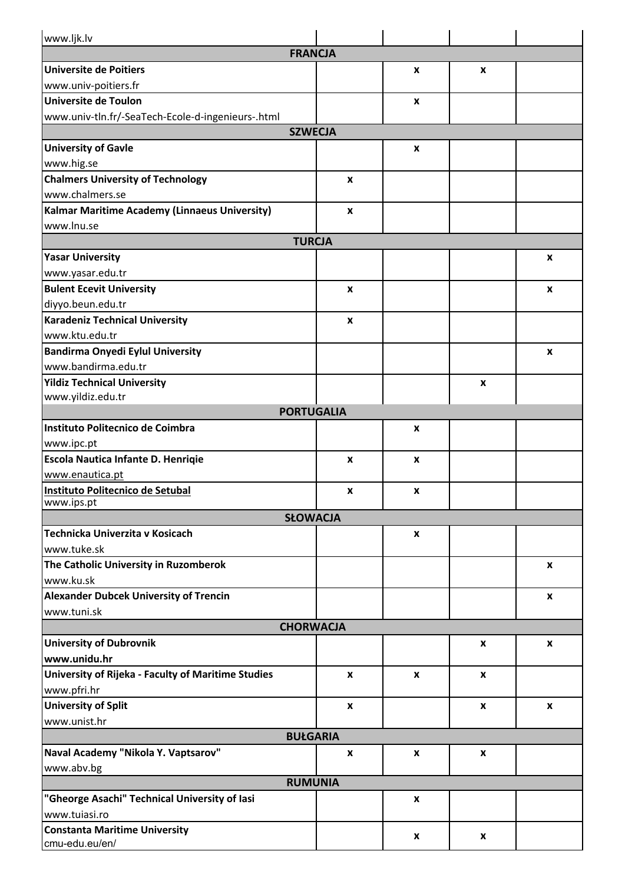| | | | | |
|---|---|---|---|---|
| www.ljk.lv | | | | |
| **FRANCJA** | | | | |
| **Universite de Poitiers** | | **x** | **x** | |
| www.univ-poitiers.fr | | | | |
| **Universite de Toulon** | | **x** | | |
| www.univ-tln.fr/-SeaTech-Ecole-d-ingenieurs-.html | | | | |
| **SZWECJA** | | | | |
| **University of Gavle** | | **x** | | |
| www.hig.se | | | | |
| **Chalmers University of Technology** | **x** | | | |
| www.chalmers.se | | | | |
| **Kalmar Maritime Academy (Linnaeus University)** | **x** | | | |
| www.lnu.se | | | | |
| **TURCJA** | | | | |
| **Yasar University** | | | | **x** |
| www.yasar.edu.tr | | | | |
| **Bulent Ecevit University** | **x** | | | **x** |
| diyyo.beun.edu.tr | | | | |
| **Karadeniz Technical University** | **x** | | | |
| www.ktu.edu.tr | | | | |
| **Bandirma Onyedi Eylul University** | | | | **x** |
| www.bandirma.edu.tr | | | | |
| **Yildiz Technical University** | | | **x** | |
| www.yildiz.edu.tr | | | | |
| **PORTUGALIA** | | | | |
| **Instituto Politecnico de Coimbra** | | **x** | | |
| www.ipc.pt | | | | |
| **Escola Nautica Infante D. Henriqie** | **x** | **x** | | |
| www.enautica.pt | | | | |
| **Instituto Politecnico de Setubal** | **x** | **x** | | |
| www.ips.pt | | | | |
| **SŁOWACJA** | | | | |
| **Technicka Univerzita v Kosicach** | | **x** | | |
| www.tuke.sk | | | | |
| **The Catholic University in Ruzomberok** | | | | **x** |
| www.ku.sk | | | | |
| **Alexander Dubcek University of Trencin** | | | | **x** |
| www.tuni.sk | | | | |
| **CHORWACJA** | | | | |
| **University of Dubrovnik** | | | **x** | **x** |
| **www.unidu.hr** | | | | |
| **University of Rijeka - Faculty of Maritime Studies** | **x** | **x** | **x** | |
| www.pfri.hr | | | | |
| **University of Split** | **x** | | **x** | **x** |
| www.unist.hr | | | | |
| **BUŁGARIA** | | | | |
| **Naval Academy "Nikola Y. Vaptsarov"** | **x** | **x** | **x** | |
| www.abv.bg | | | | |
| **RUMUNIA** | | | | |
| **"Gheorge Asachi" Technical University of Iasi** | | **x** | | |
| www.tuiasi.ro | | | | |
| **Constanta Maritime University** | | **x** | **x** | |
| cmu-edu.eu/en/ | | | | |